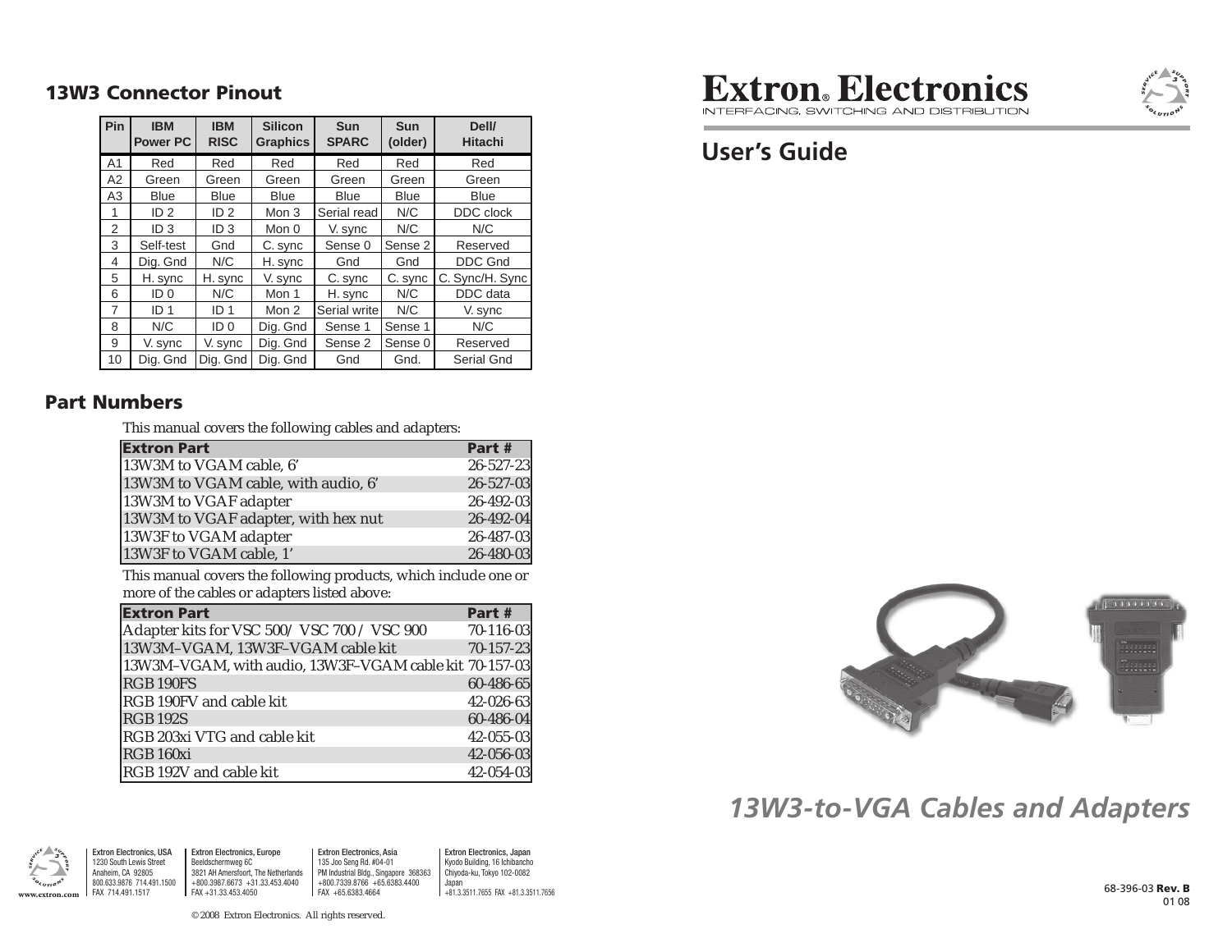# Extron® Electronics

INTERFACING, SWITCHING AND DISTRIBUTION

## User's Guide

# 13W3-to-VGA Cables and Adapters

## 13W3 Connector Pinout

| Pin | IBM Power PC | IBM RISC | Silicon Graphics | Sun SPARC | Sun (older) | Dell/ Hitachi |
|---|---|---|---|---|---|---|
| A1 | Red | Red | Red | Red | Red | Red |
| A2 | Green | Green | Green | Green | Green | Green |
| A3 | Blue | Blue | Blue | Blue | Blue | Blue |
| 1 | ID 2 | ID 2 | Mon 3 | Serial read | N/C | DDC clock |
| 2 | ID 3 | ID 3 | Mon 0 | V. sync | N/C | N/C |
| 3 | Self-test | Gnd | C. sync | Sense 0 | Sense 2 | Reserved |
| 4 | Dig. Gnd | N/C | H. sync | Gnd | Gnd | DDC Gnd |
| 5 | H. sync | H. sync | V. sync | C. sync | C. sync | C. Sync/H. Sync |
| 6 | ID 0 | N/C | Mon 1 | H. sync | N/C | DDC data |
| 7 | ID 1 | ID 1 | Mon 2 | Serial write | N/C | V. sync |
| 8 | N/C | ID 0 | Dig. Gnd | Sense 1 | Sense 1 | N/C |
| 9 | V. sync | V. sync | Dig. Gnd | Sense 2 | Sense 0 | Reserved |
| 10 | Dig. Gnd | Dig. Gnd | Dig. Gnd | Gnd | Gnd. | Serial Gnd |

## Part Numbers

This manual covers the following cables and adapters:

| Extron Part | Part # |
|---|---|
| 13W3M to VGAM cable, 6' | 26-527-23 |
| 13W3M to VGAM cable, with audio, 6' | 26-527-03 |
| 13W3M to VGAF adapter | 26-492-03 |
| 13W3M to VGAF adapter, with hex nut | 26-492-04 |
| 13W3F to VGAM adapter | 26-487-03 |
| 13W3F to VGAM cable, 1' | 26-480-03 |

This manual covers the following products, which include one or more of the cables or adapters listed above:

| Extron Part | Part # |
|---|---|
| Adapter kits for VSC 500/ VSC 700 / VSC 900 | 70-116-03 |
| 13W3M–VGAM, 13W3F–VGAM cable kit | 70-157-23 |
| 13W3M–VGAM, with audio, 13W3F–VGAM cable kit | 70-157-03 |
| RGB 190FS | 60-486-65 |
| RGB 190FV and cable kit | 42-026-63 |
| RGB 192S | 60-486-04 |
| RGB 203xi VTG and cable kit | 42-055-03 |
| RGB 160xi | 42-056-03 |
| RGB 192V and cable kit | 42-054-03 |

**Extron Electronics, USA**
1230 South Lewis Street
Anaheim, CA 92805
800.633.9876 714.491.1500
FAX 714.491.1517

**Extron Electronics, Europe**
Beeldschermweg 6C
3821 AH Amersfoort, The Netherlands
+800.3987.6673 +31.33.453.4040
FAX +31.33.453.4050

**Extron Electronics, Asia**
135 Joo Seng Rd. #04-01
PM Industrial Bldg., Singapore 368363
+800.7339.8766 +65.6383.4400
FAX +65.6383.4664

**Extron Electronics, Japan**
Kyodo Building, 16 Ichibancho
Chiyoda-ku, Tokyo 102-0082
Japan
+81.3.3511.7655 FAX +81.3.3511.7656

www.extron.com

© 2008 Extron Electronics. All rights reserved.

68-396-03 **Rev. B**
01 08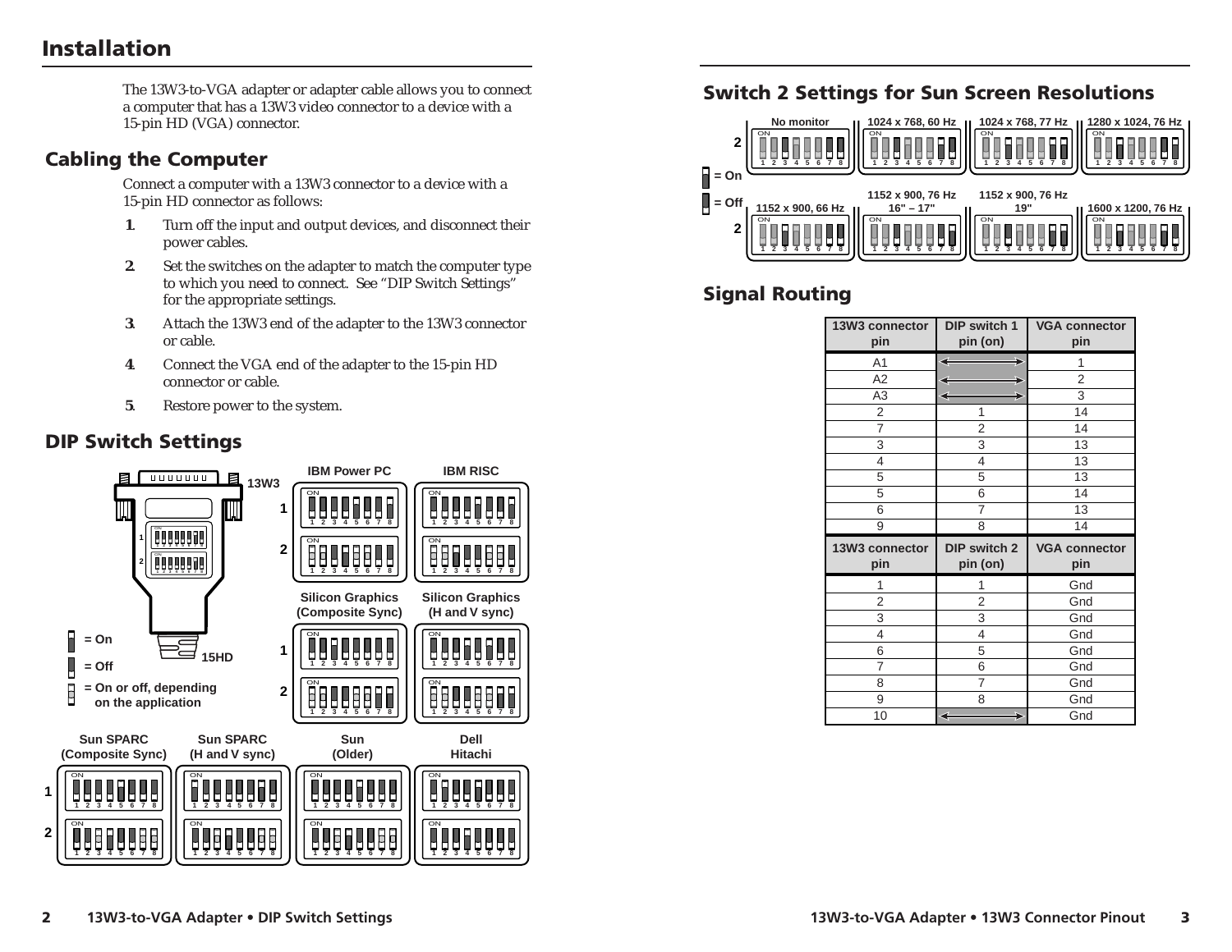# Installation

The 13W3-to-VGA adapter or adapter cable allows you to connect a computer that has a 13W3 video connector to a device with a 15-pin HD (VGA) connector.

## Cabling the Computer

Connect a computer with a 13W3 connector to a device with a 15-pin HD connector as follows:

1. Turn off the input and output devices, and disconnect their power cables.
2. Set the switches on the adapter to match the computer type to which you need to connect. See "DIP Switch Settings" for the appropriate settings.
3. Attach the 13W3 end of the adapter to the 13W3 connector or cable.
4. Connect the VGA end of the adapter to the 15-pin HD connector or cable.
5. Restore power to the system.

## DIP Switch Settings

13W3

15HD

= On

= Off

= On or off, depending on the application

IBM Power PC

IBM RISC

Silicon Graphics (Composite Sync)

Silicon Graphics (H and V sync)

Sun SPARC (Composite Sync)

Sun SPARC (H and V sync)

Sun (Older)

Dell Hitachi

## Switch 2 Settings for Sun Screen Resolutions

= On

= Off

No monitor

1024 x 768, 60 Hz

1024 x 768, 77 Hz

1280 x 1024, 76 Hz

1152 x 900, 66 Hz

1152 x 900, 76 Hz 16" – 17"

1152 x 900, 76 Hz 19"

1600 x 1200, 76 Hz

## Signal Routing

| 13W3 connector pin | DIP switch 1 pin (on) | VGA connector pin |
|---|---|---|
| A1 | ↔ | 1 |
| A2 | ↔ | 2 |
| A3 | ↔ | 3 |
| 2 | 1 | 14 |
| 7 | 2 | 14 |
| 3 | 3 | 13 |
| 4 | 4 | 13 |
| 5 | 5 | 13 |
| 5 | 6 | 14 |
| 6 | 7 | 13 |
| 9 | 8 | 14 |

| 13W3 connector pin | DIP switch 2 pin (on) | VGA connector pin |
|---|---|---|
| 1 | 1 | Gnd |
| 2 | 2 | Gnd |
| 3 | 3 | Gnd |
| 4 | 4 | Gnd |
| 6 | 5 | Gnd |
| 7 | 6 | Gnd |
| 8 | 7 | Gnd |
| 9 | 8 | Gnd |
| 10 | ↔ | Gnd |